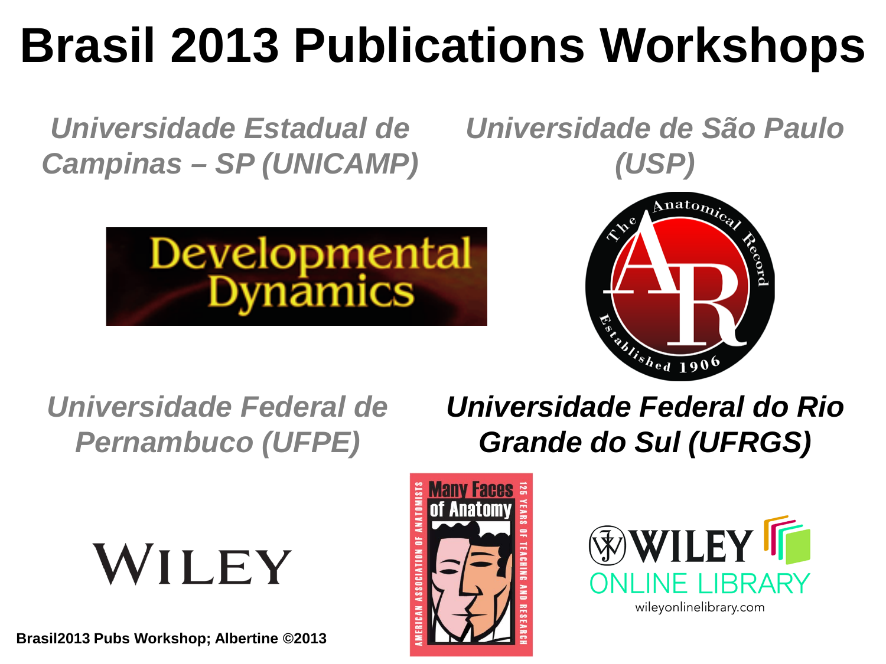# Brasil 2013 Publications Workshops

*Universidade Estadual de Campinas – SP (UNICAMP)*

*Universidade de São Paulo (USP)*

*Universidade Federal de Pernambuco (UFPE)*

***Universidade Federal do Rio Grande do Sul (UFRGS)***

**Brasil2013 Pubs Workshop; Albertine ©2013**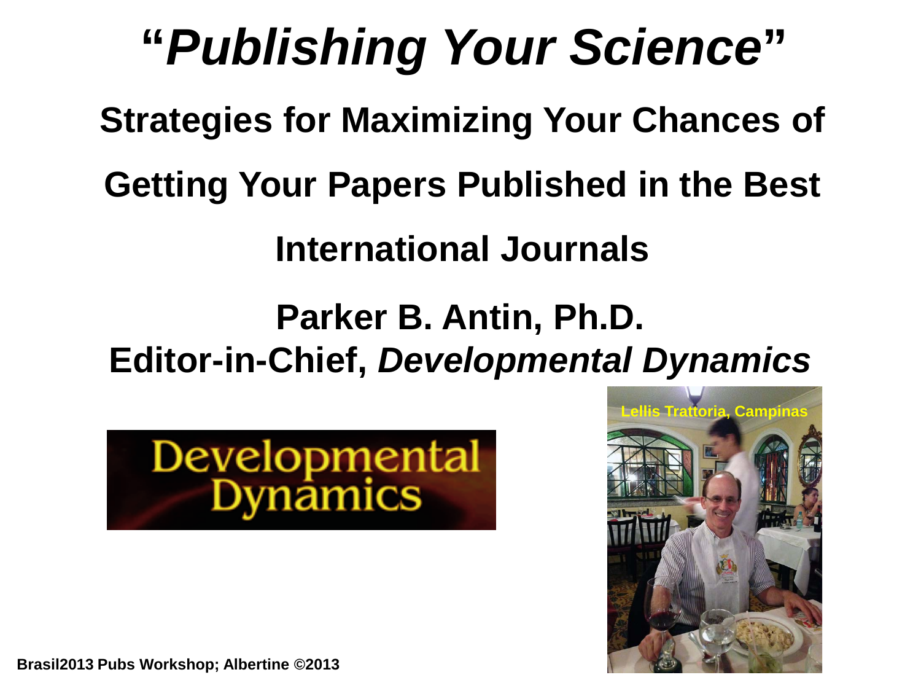# "*Publishing Your Science*"

## Strategies for Maximizing Your Chances of Getting Your Papers Published in the Best International Journals

**Parker B. Antin, Ph.D.**

**Editor-in-Chief, *Developmental Dynamics***

Developmental Dynamics

Lellis Trattoria, Campinas

Brasil2013 Pubs Workshop; Albertine ©2013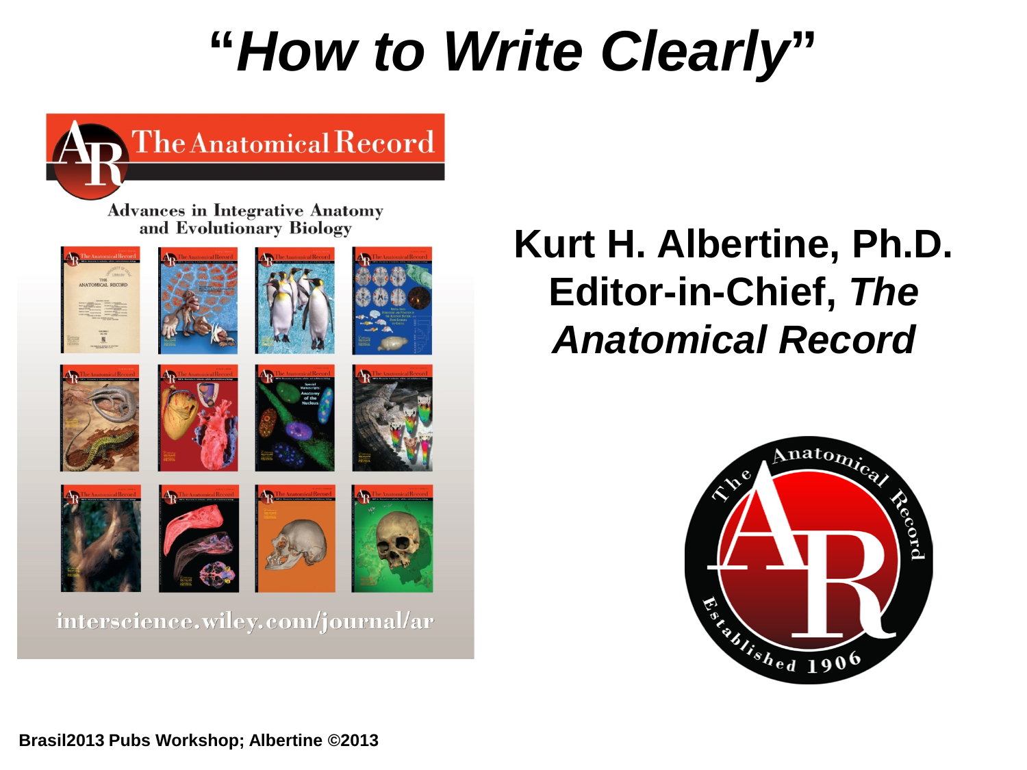# "*How to Write Clearly*"

**Kurt H. Albertine, Ph.D.**
**Editor-in-Chief, *The Anatomical Record***

**Brasil2013 Pubs Workshop; Albertine ©2013**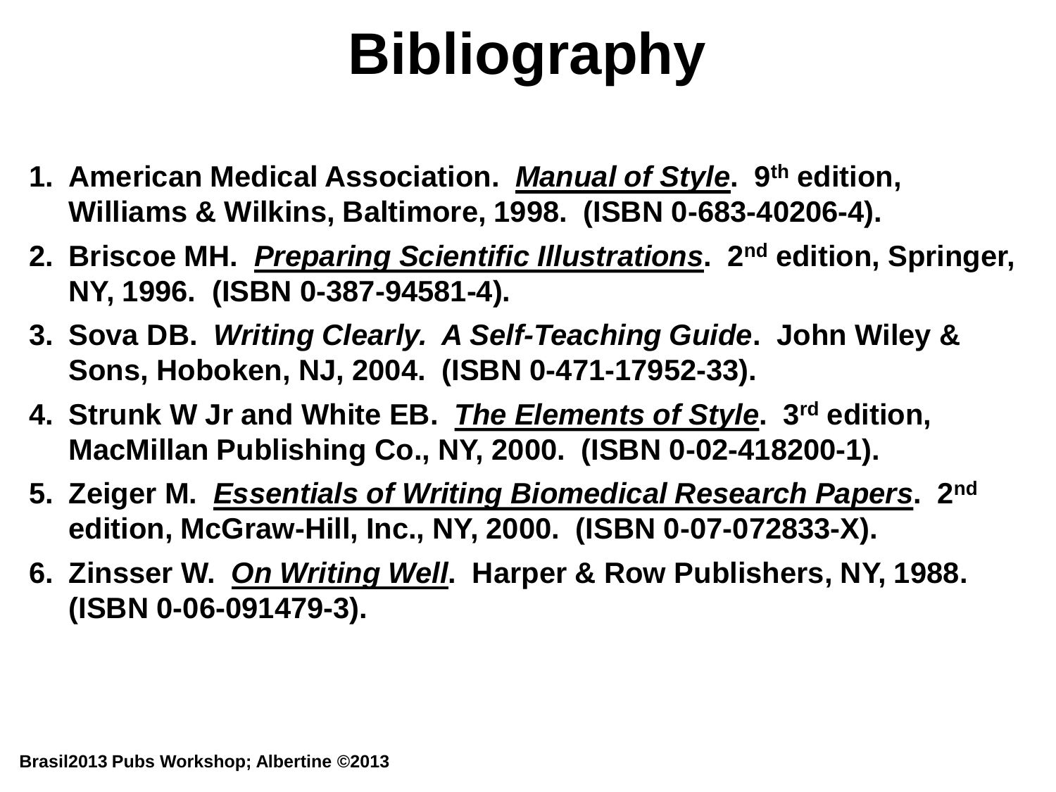# Bibliography

1. American Medical Association. *Manual of Style*. 9th edition, Williams & Wilkins, Baltimore, 1998. (ISBN 0-683-40206-4).
2. Briscoe MH. *Preparing Scientific Illustrations*. 2nd edition, Springer, NY, 1996. (ISBN 0-387-94581-4).
3. Sova DB. *Writing Clearly. A Self-Teaching Guide*. John Wiley & Sons, Hoboken, NJ, 2004. (ISBN 0-471-17952-33).
4. Strunk W Jr and White EB. *The Elements of Style*. 3rd edition, MacMillan Publishing Co., NY, 2000. (ISBN 0-02-418200-1).
5. Zeiger M. *Essentials of Writing Biomedical Research Papers*. 2nd edition, McGraw-Hill, Inc., NY, 2000. (ISBN 0-07-072833-X).
6. Zinsser W. *On Writing Well*. Harper & Row Publishers, NY, 1988. (ISBN 0-06-091479-3).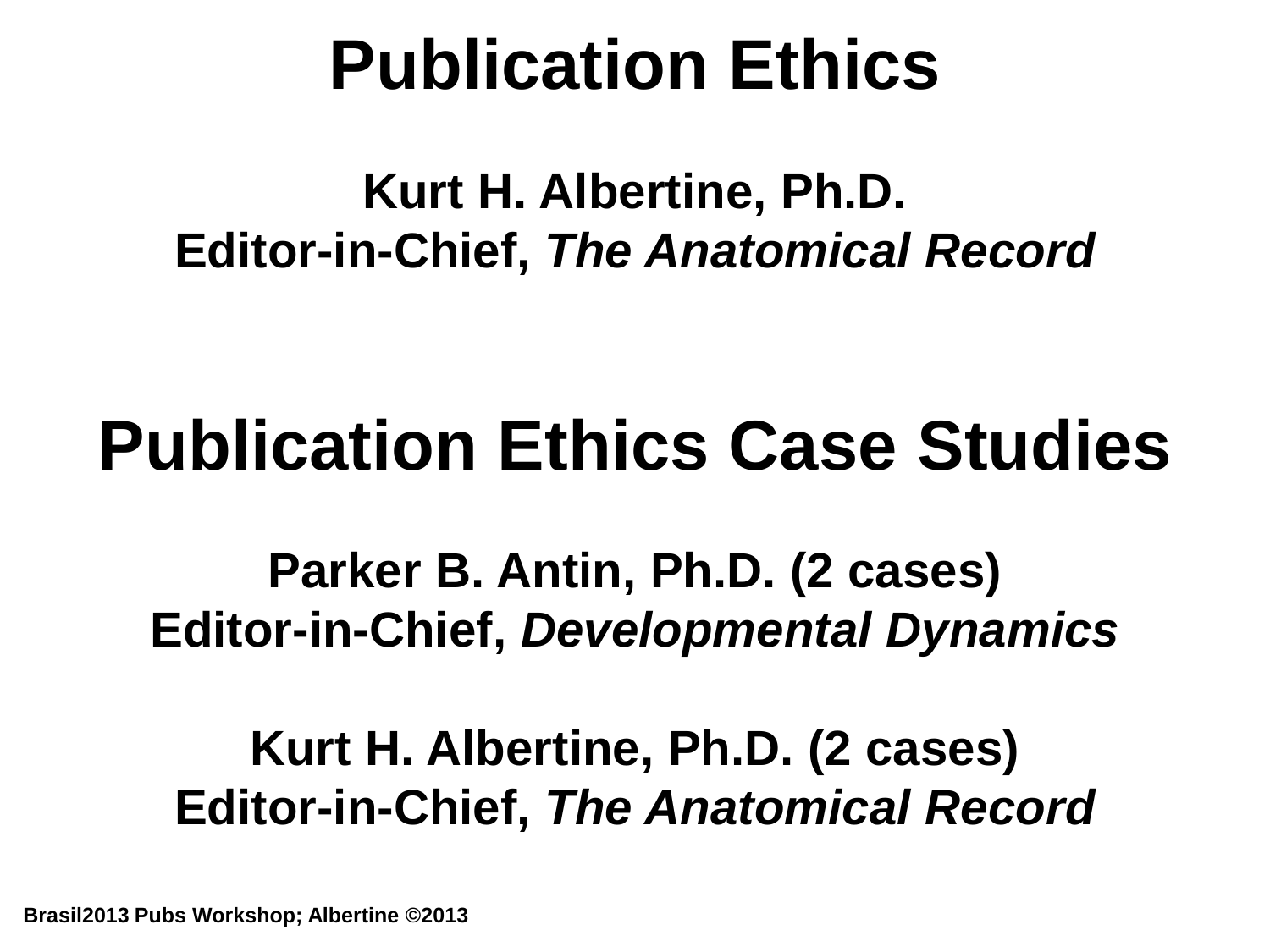# Publication Ethics

**Kurt H. Albertine, Ph.D.**
**Editor-in-Chief, *The Anatomical Record***

# Publication Ethics Case Studies

**Parker B. Antin, Ph.D. (2 cases)**
**Editor-in-Chief, *Developmental Dynamics***

**Kurt H. Albertine, Ph.D. (2 cases)**
**Editor-in-Chief, *The Anatomical Record***

**Brasil2013 Pubs Workshop; Albertine ©2013**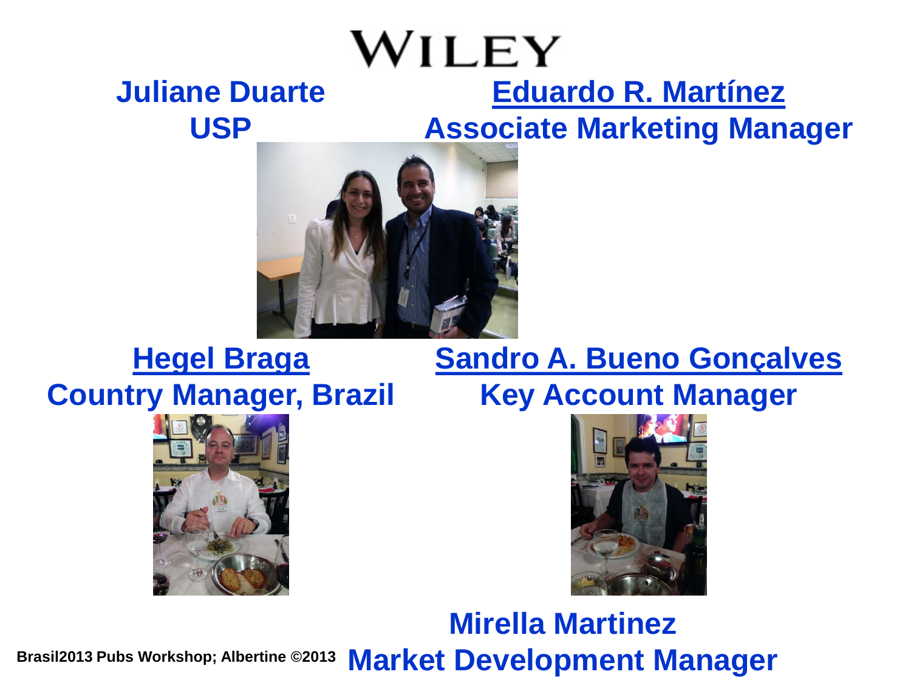# WILEY

**Juliane Duarte**
**USP**

**Eduardo R. Martínez**
**Associate Marketing Manager**

**Hegel Braga**
**Country Manager, Brazil**

**Sandro A. Bueno Gonçalves**
**Key Account Manager**

**Mirella Martinez**
**Market Development Manager**

Brasil2013 Pubs Workshop; Albertine ©2013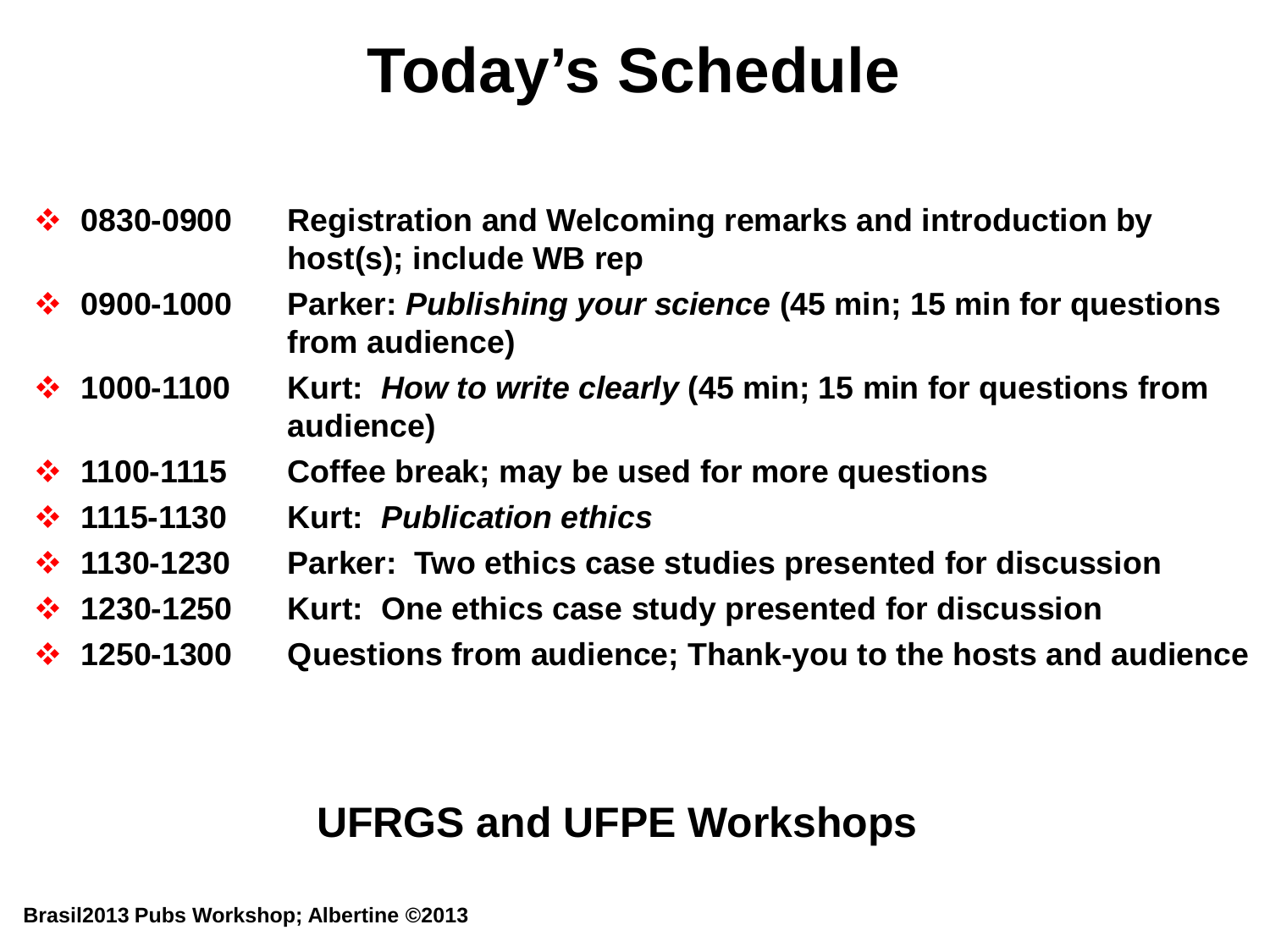# Today's Schedule

- **0830-0900** **Registration and Welcoming remarks and introduction by host(s); include WB rep**
- **0900-1000** **Parker: *Publishing your science* (45 min; 15 min for questions from audience)**
- **1000-1100** **Kurt: *How to write clearly* (45 min; 15 min for questions from audience)**
- **1100-1115** **Coffee break; may be used for more questions**
- **1115-1130** **Kurt: *Publication ethics***
- **1130-1230** **Parker: Two ethics case studies presented for discussion**
- **1230-1250** **Kurt: One ethics case study presented for discussion**
- **1250-1300** **Questions from audience; Thank-you to the hosts and audience**

## UFRGS and UFPE Workshops

**Brasil2013 Pubs Workshop; Albertine ©2013**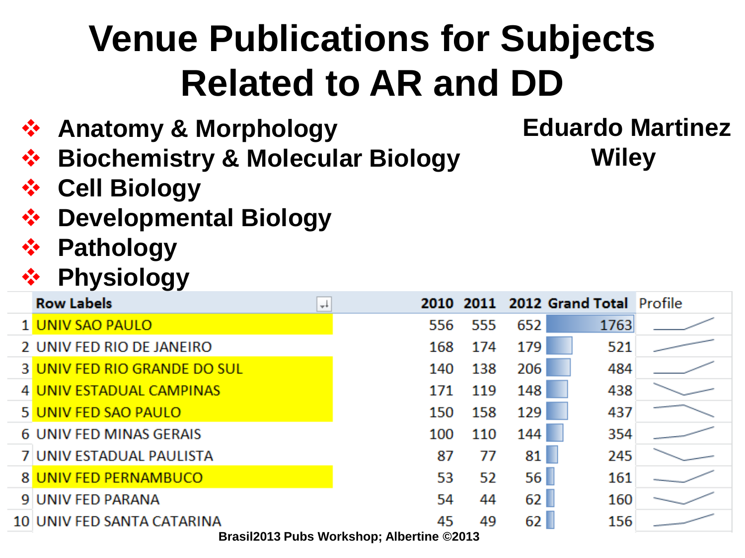# Venue Publications for Subjects Related to AR and DD

- Anatomy & Morphology
- Biochemistry & Molecular Biology
- Cell Biology
- Developmental Biology
- Pathology
- Physiology

**Eduardo Martinez**
**Wiley**

| | Row Labels | 2010 | 2011 | 2012 | Grand Total | Profile |
|---|---|---|---|---|---|---|
| 1 | UNIV SAO PAULO | 556 | 555 | 652 | 1763 | |
| 2 | UNIV FED RIO DE JANEIRO | 168 | 174 | 179 | 521 | |
| 3 | UNIV FED RIO GRANDE DO SUL | 140 | 138 | 206 | 484 | |
| 4 | UNIV ESTADUAL CAMPINAS | 171 | 119 | 148 | 438 | |
| 5 | UNIV FED SAO PAULO | 150 | 158 | 129 | 437 | |
| 6 | UNIV FED MINAS GERAIS | 100 | 110 | 144 | 354 | |
| 7 | UNIV ESTADUAL PAULISTA | 87 | 77 | 81 | 245 | |
| 8 | UNIV FED PERNAMBUCO | 53 | 52 | 56 | 161 | |
| 9 | UNIV FED PARANA | 54 | 44 | 62 | 160 | |
| 10 | UNIV FED SANTA CATARINA | 45 | 49 | 62 | 156 | |

Brasil2013 Pubs Workshop; Albertine ©2013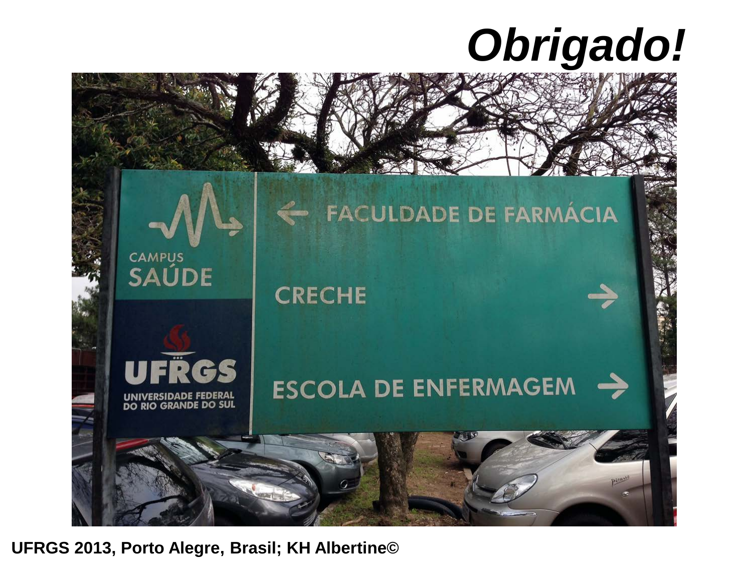# *Obrigado!*

**UFRGS 2013, Porto Alegre, Brasil; KH Albertine©**